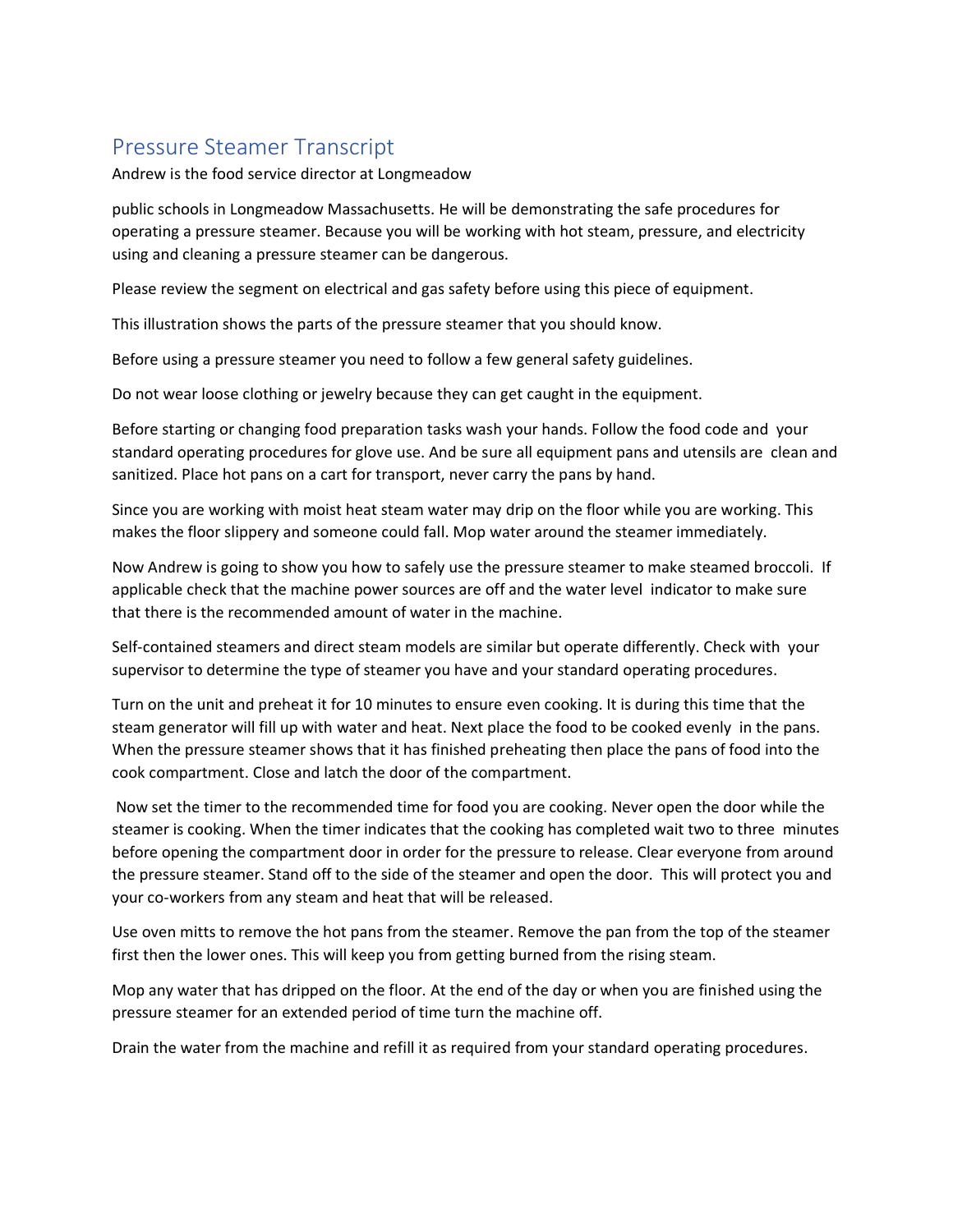# Pressure Steamer Transcript

Andrew is the food service director at Longmeadow

public schools in Longmeadow Massachusetts. He will be demonstrating the safe procedures for operating a pressure steamer. Because you will be working with hot steam, pressure, and electricity using and cleaning a pressure steamer can be dangerous.

Please review the segment on electrical and gas safety before using this piece of equipment.

This illustration shows the parts of the pressure steamer that you should know.

Before using a pressure steamer you need to follow a few general safety guidelines.

Do not wear loose clothing or jewelry because they can get caught in the equipment.

Before starting or changing food preparation tasks wash your hands. Follow the food code and your standard operating procedures for glove use. And be sure all equipment pans and utensils are clean and sanitized. Place hot pans on a cart for transport, never carry the pans by hand.

Since you are working with moist heat steam water may drip on the floor while you are working. This makes the floor slippery and someone could fall. Mop water around the steamer immediately.

Now Andrew is going to show you how to safely use the pressure steamer to make steamed broccoli. If applicable check that the machine power sources are off and the water level indicator to make sure that there is the recommended amount of water in the machine.

Self-contained steamers and direct steam models are similar but operate differently. Check with your supervisor to determine the type of steamer you have and your standard operating procedures.

Turn on the unit and preheat it for 10 minutes to ensure even cooking. It is during this time that the steam generator will fill up with water and heat. Next place the food to be cooked evenly in the pans. When the pressure steamer shows that it has finished preheating then place the pans of food into the cook compartment. Close and latch the door of the compartment.

Now set the timer to the recommended time for food you are cooking. Never open the door while the steamer is cooking. When the timer indicates that the cooking has completed wait two to three minutes before opening the compartment door in order for the pressure to release. Clear everyone from around the pressure steamer. Stand off to the side of the steamer and open the door. This will protect you and your co-workers from any steam and heat that will be released.

Use oven mitts to remove the hot pans from the steamer. Remove the pan from the top of the steamer first then the lower ones. This will keep you from getting burned from the rising steam.

Mop any water that has dripped on the floor. At the end of the day or when you are finished using the pressure steamer for an extended period of time turn the machine off.

Drain the water from the machine and refill it as required from your standard operating procedures.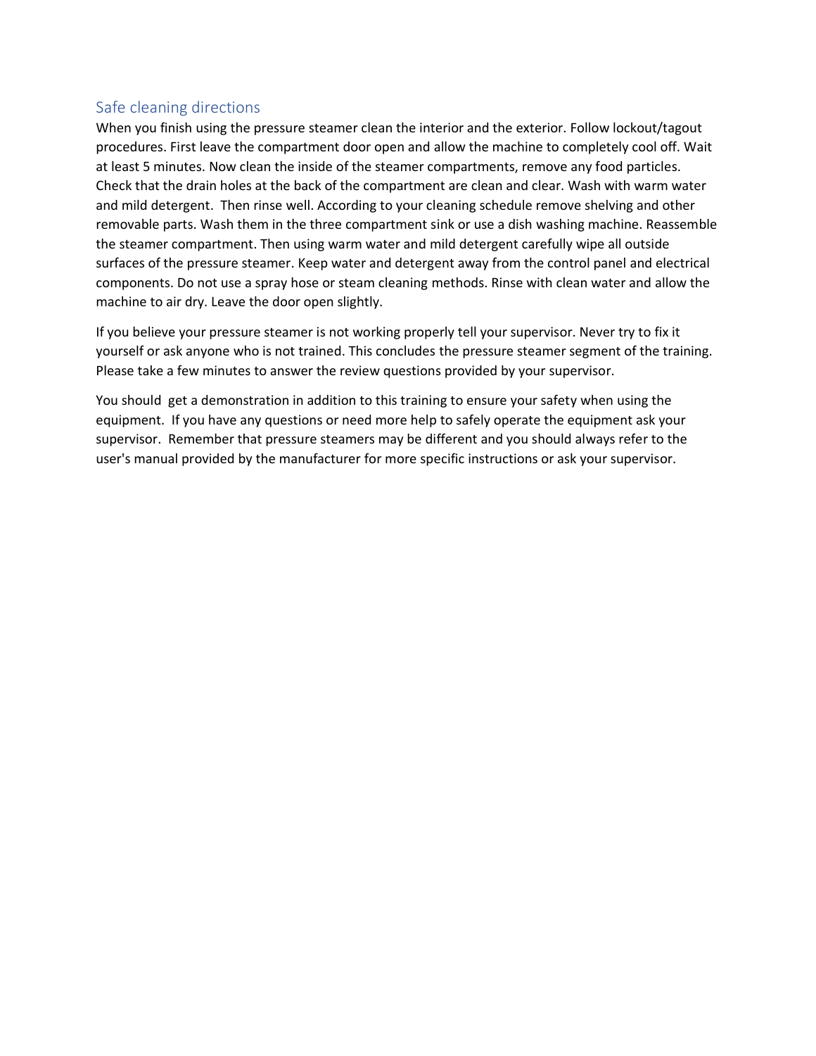## Safe cleaning directions

When you finish using the pressure steamer clean the interior and the exterior. Follow lockout/tagout procedures. First leave the compartment door open and allow the machine to completely cool off. Wait at least 5 minutes. Now clean the inside of the steamer compartments, remove any food particles. Check that the drain holes at the back of the compartment are clean and clear. Wash with warm water and mild detergent. Then rinse well. According to your cleaning schedule remove shelving and other removable parts. Wash them in the three compartment sink or use a dish washing machine. Reassemble the steamer compartment. Then using warm water and mild detergent carefully wipe all outside surfaces of the pressure steamer. Keep water and detergent away from the control panel and electrical components. Do not use a spray hose or steam cleaning methods. Rinse with clean water and allow the machine to air dry. Leave the door open slightly.

If you believe your pressure steamer is not working properly tell your supervisor. Never try to fix it yourself or ask anyone who is not trained. This concludes the pressure steamer segment of the training. Please take a few minutes to answer the review questions provided by your supervisor.

You should get a demonstration in addition to this training to ensure your safety when using the equipment. If you have any questions or need more help to safely operate the equipment ask your supervisor. Remember that pressure steamers may be different and you should always refer to the user's manual provided by the manufacturer for more specific instructions or ask your supervisor.